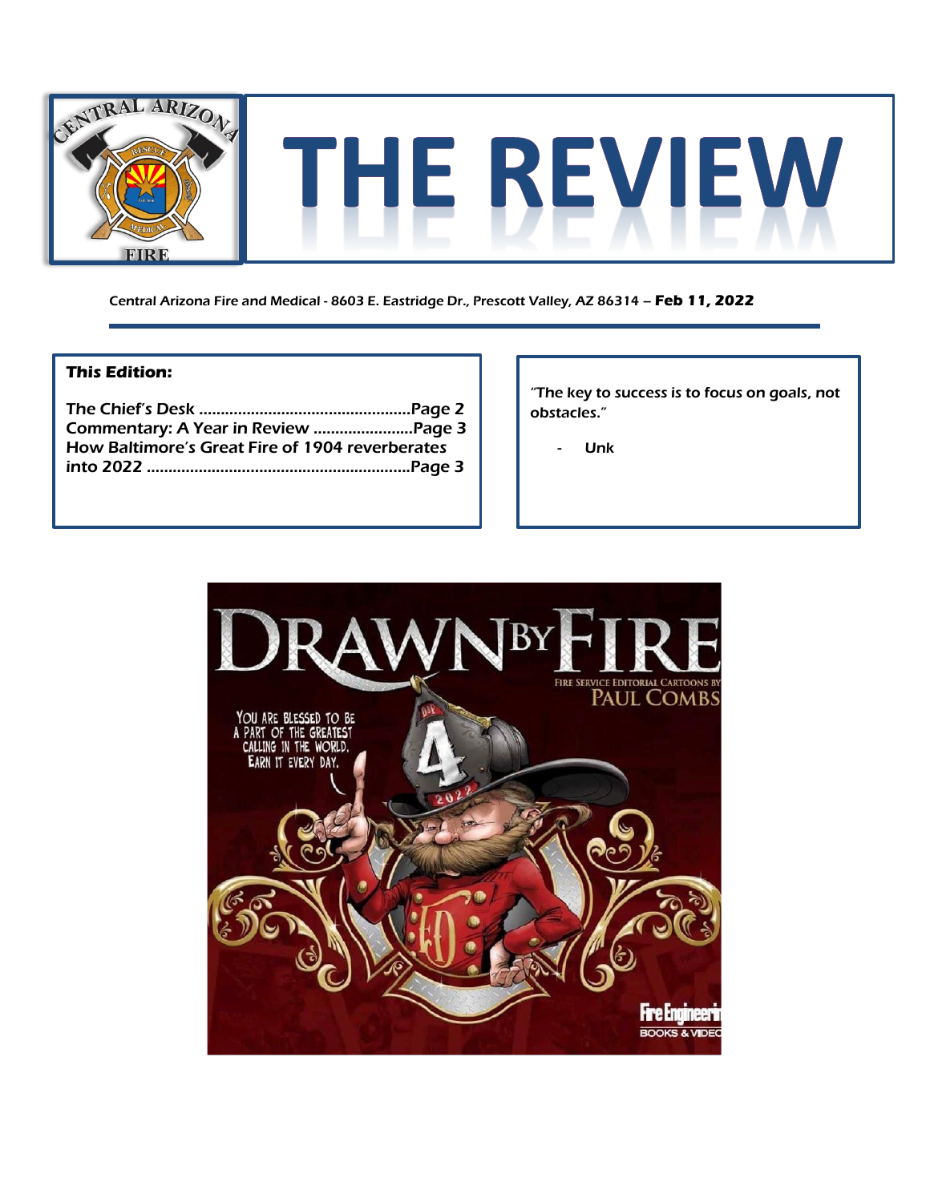# THE REVIEW

Central Arizona Fire and Medical - 8603 E. Eastridge Dr., Prescott Valley, AZ 86314 – **Feb 11, 2022**

**This Edition:**

The Chief's Desk ....................................................Page 2
Commentary: A Year in Review ........................Page 3
How Baltimore's Great Fire of 1904 reverberates into 2022 ..............................................................Page 3

"The key to success is to focus on goals, not obstacles."

- Unk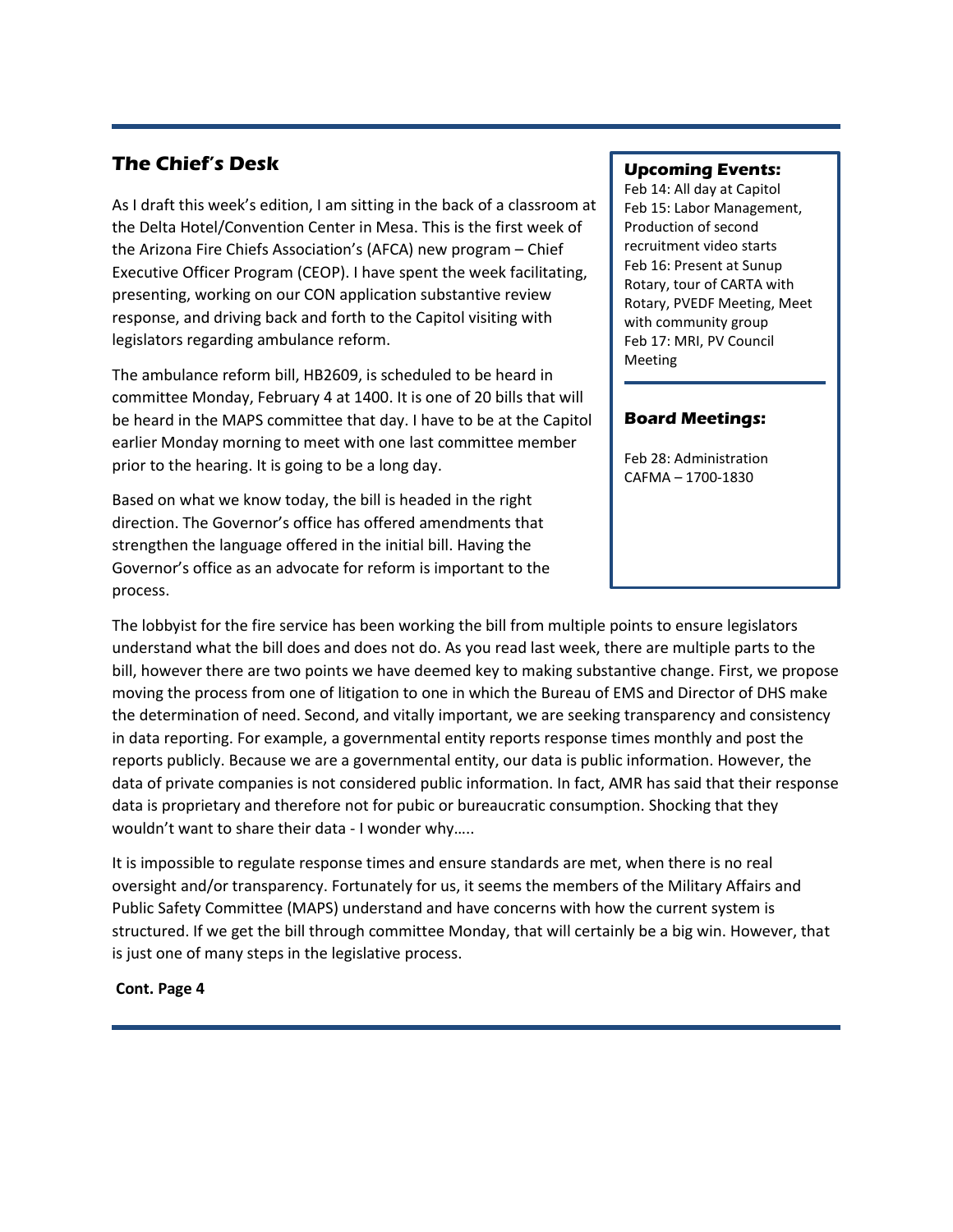## The Chief's Desk

As I draft this week's edition, I am sitting in the back of a classroom at the Delta Hotel/Convention Center in Mesa. This is the first week of the Arizona Fire Chiefs Association's (AFCA) new program – Chief Executive Officer Program (CEOP). I have spent the week facilitating, presenting, working on our CON application substantive review response, and driving back and forth to the Capitol visiting with legislators regarding ambulance reform.

The ambulance reform bill, HB2609, is scheduled to be heard in committee Monday, February 4 at 1400. It is one of 20 bills that will be heard in the MAPS committee that day. I have to be at the Capitol earlier Monday morning to meet with one last committee member prior to the hearing. It is going to be a long day.

Based on what we know today, the bill is headed in the right direction. The Governor's office has offered amendments that strengthen the language offered in the initial bill. Having the Governor's office as an advocate for reform is important to the process.

The lobbyist for the fire service has been working the bill from multiple points to ensure legislators understand what the bill does and does not do. As you read last week, there are multiple parts to the bill, however there are two points we have deemed key to making substantive change. First, we propose moving the process from one of litigation to one in which the Bureau of EMS and Director of DHS make the determination of need. Second, and vitally important, we are seeking transparency and consistency in data reporting. For example, a governmental entity reports response times monthly and post the reports publicly. Because we are a governmental entity, our data is public information. However, the data of private companies is not considered public information. In fact, AMR has said that their response data is proprietary and therefore not for pubic or bureaucratic consumption. Shocking that they wouldn't want to share their data - I wonder why…..

It is impossible to regulate response times and ensure standards are met, when there is no real oversight and/or transparency. Fortunately for us, it seems the members of the Military Affairs and Public Safety Committee (MAPS) understand and have concerns with how the current system is structured. If we get the bill through committee Monday, that will certainly be a big win. However, that is just one of many steps in the legislative process.

**Cont. Page 4**

### Upcoming Events:

Feb 14: All day at Capitol
Feb 15: Labor Management, Production of second recruitment video starts
Feb 16: Present at Sunup Rotary, tour of CARTA with Rotary, PVEDF Meeting, Meet with community group
Feb 17: MRI, PV Council Meeting

### Board Meetings:

Feb 28: Administration CAFMA – 1700-1830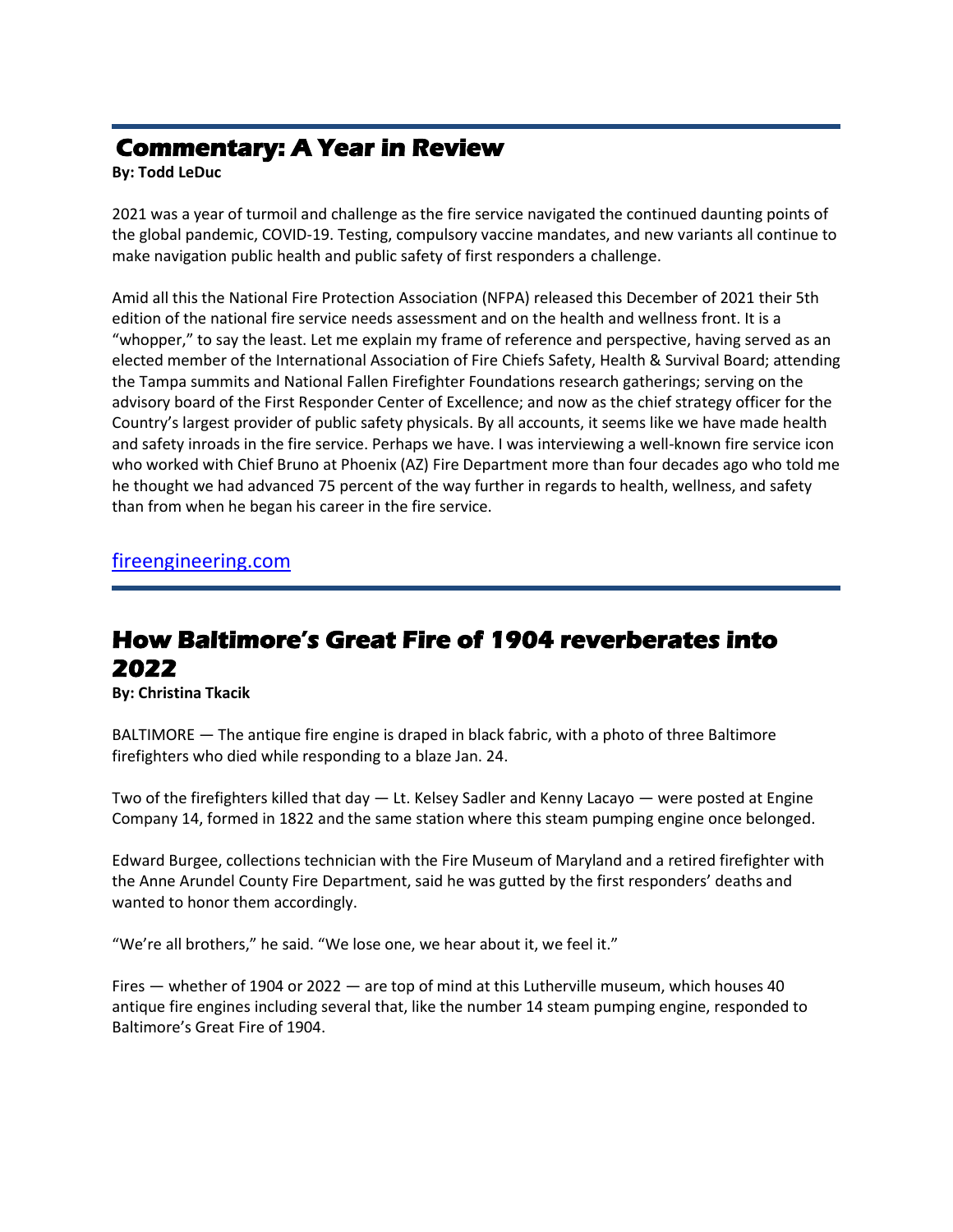## Commentary: A Year in Review

**By: Todd LeDuc**

2021 was a year of turmoil and challenge as the fire service navigated the continued daunting points of the global pandemic, COVID-19. Testing, compulsory vaccine mandates, and new variants all continue to make navigation public health and public safety of first responders a challenge.

Amid all this the National Fire Protection Association (NFPA) released this December of 2021 their 5th edition of the national fire service needs assessment and on the health and wellness front. It is a "whopper," to say the least. Let me explain my frame of reference and perspective, having served as an elected member of the International Association of Fire Chiefs Safety, Health & Survival Board; attending the Tampa summits and National Fallen Firefighter Foundations research gatherings; serving on the advisory board of the First Responder Center of Excellence; and now as the chief strategy officer for the Country's largest provider of public safety physicals. By all accounts, it seems like we have made health and safety inroads in the fire service. Perhaps we have. I was interviewing a well-known fire service icon who worked with Chief Bruno at Phoenix (AZ) Fire Department more than four decades ago who told me he thought we had advanced 75 percent of the way further in regards to health, wellness, and safety than from when he began his career in the fire service.

fireengineering.com

## How Baltimore's Great Fire of 1904 reverberates into 2022

**By: Christina Tkacik**

BALTIMORE — The antique fire engine is draped in black fabric, with a photo of three Baltimore firefighters who died while responding to a blaze Jan. 24.

Two of the firefighters killed that day — Lt. Kelsey Sadler and Kenny Lacayo — were posted at Engine Company 14, formed in 1822 and the same station where this steam pumping engine once belonged.

Edward Burgee, collections technician with the Fire Museum of Maryland and a retired firefighter with the Anne Arundel County Fire Department, said he was gutted by the first responders' deaths and wanted to honor them accordingly.

"We're all brothers," he said. "We lose one, we hear about it, we feel it."

Fires — whether of 1904 or 2022 — are top of mind at this Lutherville museum, which houses 40 antique fire engines including several that, like the number 14 steam pumping engine, responded to Baltimore's Great Fire of 1904.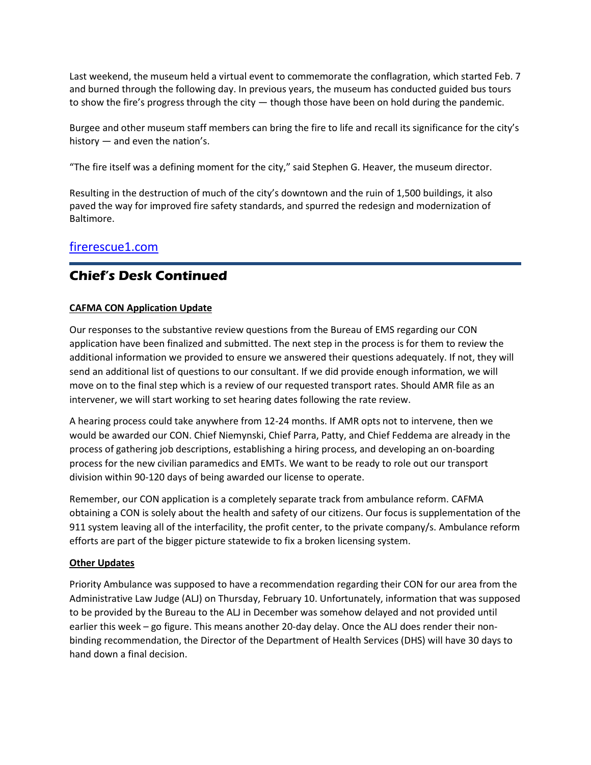Last weekend, the museum held a virtual event to commemorate the conflagration, which started Feb. 7 and burned through the following day. In previous years, the museum has conducted guided bus tours to show the fire's progress through the city — though those have been on hold during the pandemic.

Burgee and other museum staff members can bring the fire to life and recall its significance for the city's history — and even the nation's.

"The fire itself was a defining moment for the city," said Stephen G. Heaver, the museum director.

Resulting in the destruction of much of the city's downtown and the ruin of 1,500 buildings, it also paved the way for improved fire safety standards, and spurred the redesign and modernization of Baltimore.

firerescue1.com

## Chief's Desk Continued

**CAFMA CON Application Update**

Our responses to the substantive review questions from the Bureau of EMS regarding our CON application have been finalized and submitted. The next step in the process is for them to review the additional information we provided to ensure we answered their questions adequately. If not, they will send an additional list of questions to our consultant. If we did provide enough information, we will move on to the final step which is a review of our requested transport rates. Should AMR file as an intervener, we will start working to set hearing dates following the rate review.

A hearing process could take anywhere from 12-24 months. If AMR opts not to intervene, then we would be awarded our CON. Chief Niemynski, Chief Parra, Patty, and Chief Feddema are already in the process of gathering job descriptions, establishing a hiring process, and developing an on-boarding process for the new civilian paramedics and EMTs. We want to be ready to role out our transport division within 90-120 days of being awarded our license to operate.

Remember, our CON application is a completely separate track from ambulance reform. CAFMA obtaining a CON is solely about the health and safety of our citizens. Our focus is supplementation of the 911 system leaving all of the interfacility, the profit center, to the private company/s. Ambulance reform efforts are part of the bigger picture statewide to fix a broken licensing system.

**Other Updates**

Priority Ambulance was supposed to have a recommendation regarding their CON for our area from the Administrative Law Judge (ALJ) on Thursday, February 10. Unfortunately, information that was supposed to be provided by the Bureau to the ALJ in December was somehow delayed and not provided until earlier this week – go figure. This means another 20-day delay. Once the ALJ does render their non-binding recommendation, the Director of the Department of Health Services (DHS) will have 30 days to hand down a final decision.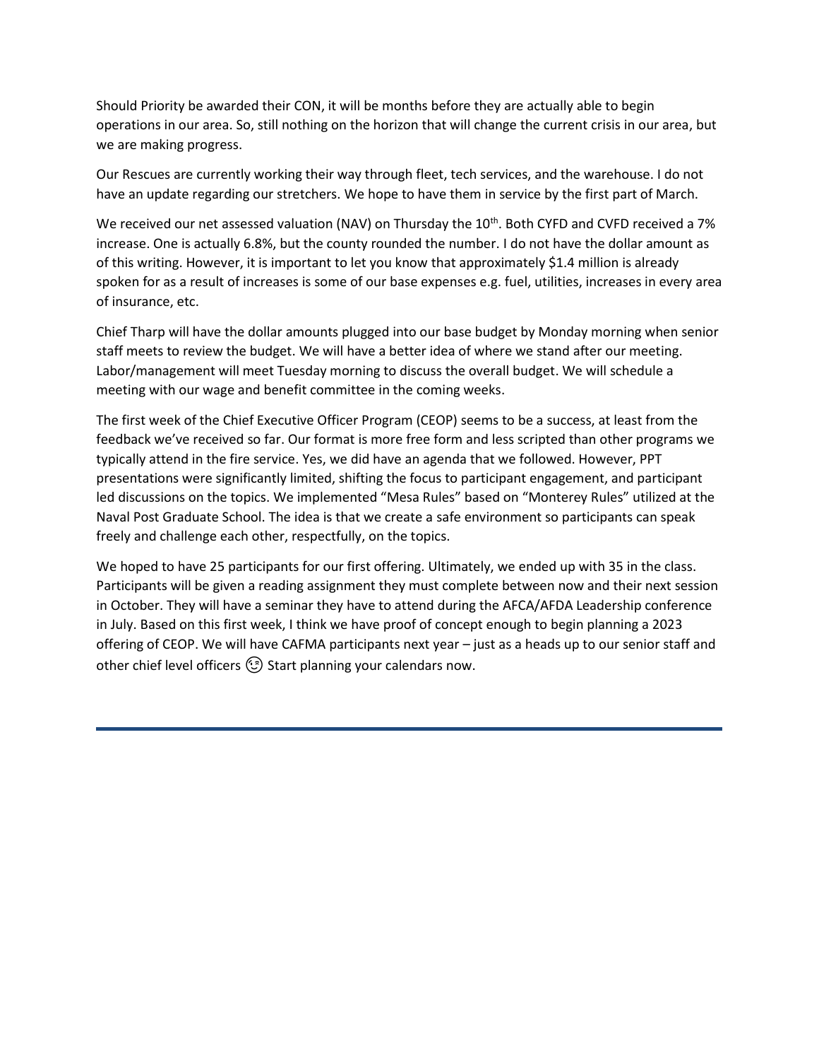Should Priority be awarded their CON, it will be months before they are actually able to begin operations in our area. So, still nothing on the horizon that will change the current crisis in our area, but we are making progress.

Our Rescues are currently working their way through fleet, tech services, and the warehouse. I do not have an update regarding our stretchers. We hope to have them in service by the first part of March.

We received our net assessed valuation (NAV) on Thursday the 10th. Both CYFD and CVFD received a 7% increase. One is actually 6.8%, but the county rounded the number. I do not have the dollar amount as of this writing. However, it is important to let you know that approximately $1.4 million is already spoken for as a result of increases is some of our base expenses e.g. fuel, utilities, increases in every area of insurance, etc.

Chief Tharp will have the dollar amounts plugged into our base budget by Monday morning when senior staff meets to review the budget. We will have a better idea of where we stand after our meeting. Labor/management will meet Tuesday morning to discuss the overall budget. We will schedule a meeting with our wage and benefit committee in the coming weeks.

The first week of the Chief Executive Officer Program (CEOP) seems to be a success, at least from the feedback we've received so far. Our format is more free form and less scripted than other programs we typically attend in the fire service. Yes, we did have an agenda that we followed. However, PPT presentations were significantly limited, shifting the focus to participant engagement, and participant led discussions on the topics. We implemented "Mesa Rules" based on "Monterey Rules" utilized at the Naval Post Graduate School. The idea is that we create a safe environment so participants can speak freely and challenge each other, respectfully, on the topics.

We hoped to have 25 participants for our first offering. Ultimately, we ended up with 35 in the class. Participants will be given a reading assignment they must complete between now and their next session in October. They will have a seminar they have to attend during the AFCA/AFDA Leadership conference in July. Based on this first week, I think we have proof of concept enough to begin planning a 2023 offering of CEOP. We will have CAFMA participants next year – just as a heads up to our senior staff and other chief level officers 😉 Start planning your calendars now.